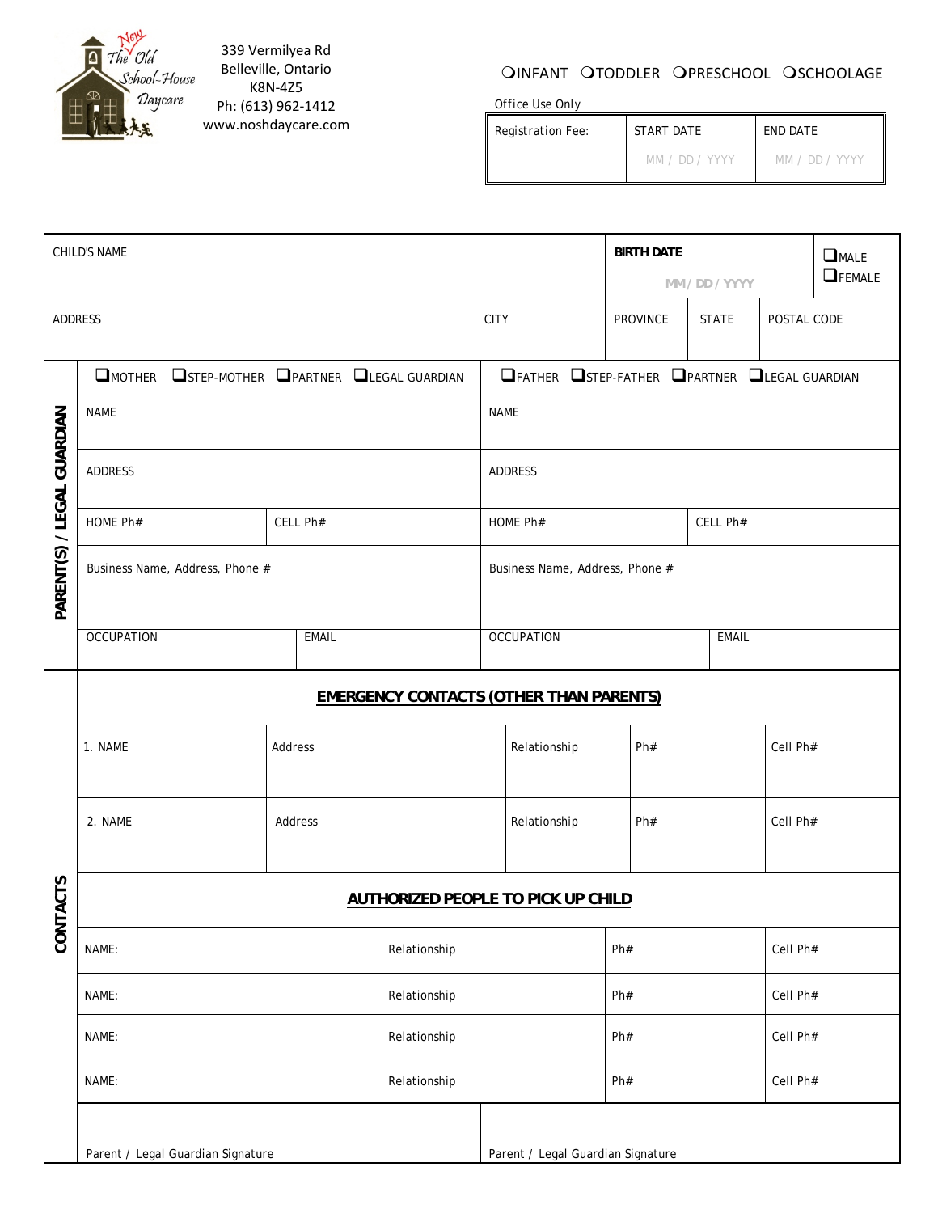The Old School-House Daycare (New)

339 Vermilyea Rd
Belleville, Ontario
K8N-4Z5
Ph: (613) 962-1412
www.noshdaycare.com

❍INFANT ❍TODDLER ❍PRESCHOOL ❍SCHOOLAGE

Office Use Only

| Registration Fee: | START DATE MM / DD / YYYY | END DATE MM / DD / YYYY |
|---|---|---|

| CHILD'S NAME | | | **BIRTH DATE** MM / DD / YYYY | | ❑MALE ❑FEMALE |
|---|---|---|---|---|---|
| ADDRESS | CITY | PROVINCE | STATE | POSTAL CODE | |

**PARENT(S) / LEGAL GUARDIAN**

| ❑MOTHER ❑STEP-MOTHER ❑PARTNER ❑LEGAL GUARDIAN | | ❑FATHER ❑STEP-FATHER ❑PARTNER ❑LEGAL GUARDIAN | |
|---|---|---|---|
| NAME | | NAME | |
| ADDRESS | | ADDRESS | |
| HOME Ph# | CELL Ph# | HOME Ph# | CELL Ph# |
| Business Name, Address, Phone # | | Business Name, Address, Phone # | |
| OCCUPATION | EMAIL | OCCUPATION | EMAIL |

**CONTACTS**

**EMERGENCY CONTACTS (OTHER THAN PARENTS)**

| 1. NAME | Address | Relationship | Ph# | Cell Ph# |
|---|---|---|---|---|
| 2. NAME | Address | Relationship | Ph# | Cell Ph# |

**AUTHORIZED PEOPLE TO PICK UP CHILD**

| NAME: | Relationship | Ph# | Cell Ph# |
|---|---|---|---|
| NAME: | Relationship | Ph# | Cell Ph# |
| NAME: | Relationship | Ph# | Cell Ph# |
| NAME: | Relationship | Ph# | Cell Ph# |

| Parent / Legal Guardian Signature | Parent / Legal Guardian Signature |
|---|---|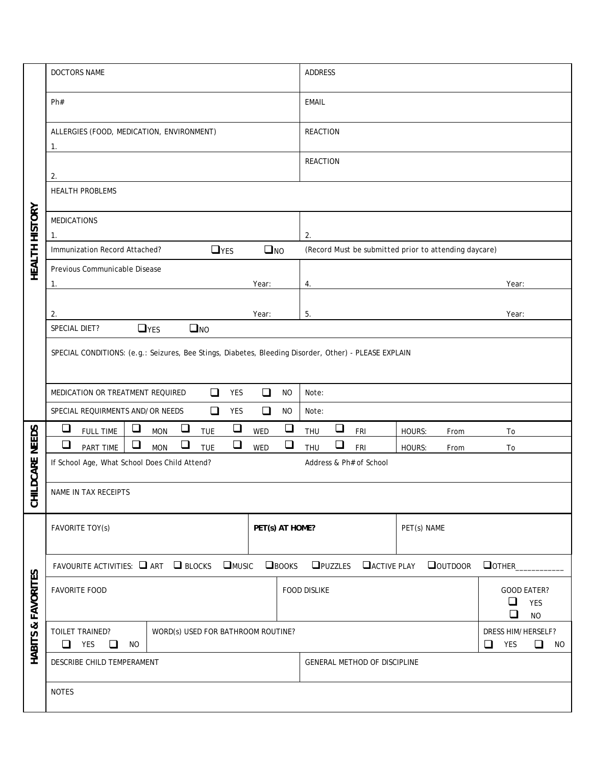## HEALTH HISTORY

| | |
|---|---|
| DOCTORS NAME | ADDRESS |
| Ph# | EMAIL |
| ALLERGIES (FOOD, MEDICATION, ENVIRONMENT)<br>1. | REACTION |
| 2. | REACTION |
| HEALTH PROBLEMS | |
| MEDICATIONS<br>1. | 2. |
| Immunization Record Attached? ☐ YES ☐ NO | (Record Must be submitted prior to attending daycare) |
| Previous Communicable Disease<br>1. Year: | 4. Year: |
| 2. Year: | 5. Year: |
| SPECIAL DIET? ☐ YES ☐ NO | |
| SPECIAL CONDITIONS: (e.g.: Seizures, Bee Stings, Diabetes, Bleeding Disorder, Other) - PLEASE EXPLAIN | |
| MEDICATION OR TREATMENT REQUIRED ☐ YES ☐ NO | Note: |
| SPECIAL REQUIRMENTS AND/OR NEEDS ☐ YES ☐ NO | Note: |

## CHILDCARE NEEDS

| | | | | | | |
|---|---|---|---|---|---|---|
| ☐ FULL TIME | ☐ MON | ☐ TUE | ☐ WED | ☐ THU | ☐ FRI | HOURS: From To |
| ☐ PART TIME | ☐ MON | ☐ TUE | ☐ WED | ☐ THU | ☐ FRI | HOURS: From To |

| | |
|---|---|
| If School Age, What School Does Child Attend? | Address & Ph# of School |
| NAME IN TAX RECEIPTS | |

## HABITS & FAVORITES

| | | |
|---|---|---|
| FAVORITE TOY(s) | **PET(s) AT HOME?** | PET(s) NAME |

FAVOURITE ACTIVITIES: ☐ ART ☐ BLOCKS ☐ MUSIC ☐ BOOKS ☐ PUZZLES ☐ ACTIVE PLAY ☐ OUTDOOR ☐ OTHER___________

| | | |
|---|---|---|
| FAVORITE FOOD | FOOD DISLIKE | GOOD EATER?<br>☐ YES<br>☐ NO |
| TOILET TRAINED?<br>☐ YES ☐ NO | WORD(s) USED FOR BATHROOM ROUTINE? | DRESS HIM/HERSELF?<br>☐ YES ☐ NO |

| | |
|---|---|
| DESCRIBE CHILD TEMPERAMENT | GENERAL METHOD OF DISCIPLINE |
| NOTES | |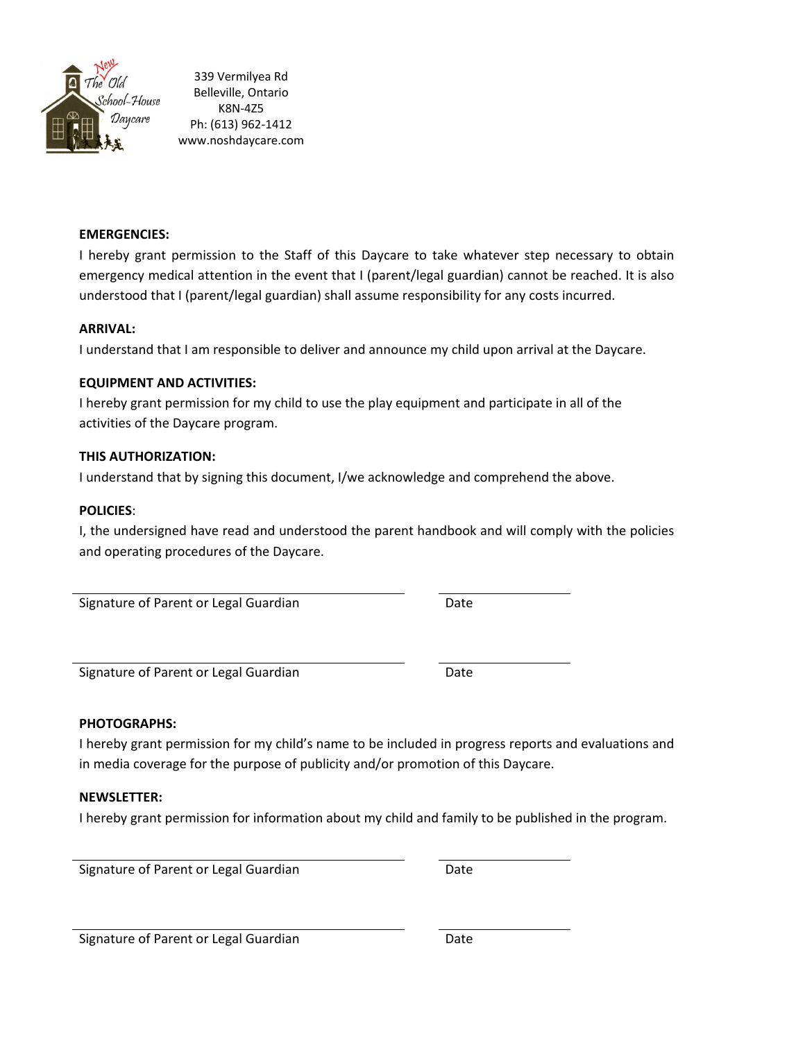339 Vermilyea Rd
Belleville, Ontario
K8N-4Z5
Ph: (613) 962-1412
www.noshdaycare.com

**EMERGENCIES:**

I hereby grant permission to the Staff of this Daycare to take whatever step necessary to obtain emergency medical attention in the event that I (parent/legal guardian) cannot be reached. It is also understood that I (parent/legal guardian) shall assume responsibility for any costs incurred.

**ARRIVAL:**

I understand that I am responsible to deliver and announce my child upon arrival at the Daycare.

**EQUIPMENT AND ACTIVITIES:**

I hereby grant permission for my child to use the play equipment and participate in all of the activities of the Daycare program.

**THIS AUTHORIZATION:**

I understand that by signing this document, I/we acknowledge and comprehend the above.

**POLICIES**:

I, the undersigned have read and understood the parent handbook and will comply with the policies and operating procedures of the Daycare.

Signature of Parent or Legal Guardian ______________________ Date __________

Signature of Parent or Legal Guardian ______________________ Date __________

**PHOTOGRAPHS:**

I hereby grant permission for my child's name to be included in progress reports and evaluations and in media coverage for the purpose of publicity and/or promotion of this Daycare.

**NEWSLETTER:**

I hereby grant permission for information about my child and family to be published in the program.

Signature of Parent or Legal Guardian ______________________ Date __________

Signature of Parent or Legal Guardian ______________________ Date __________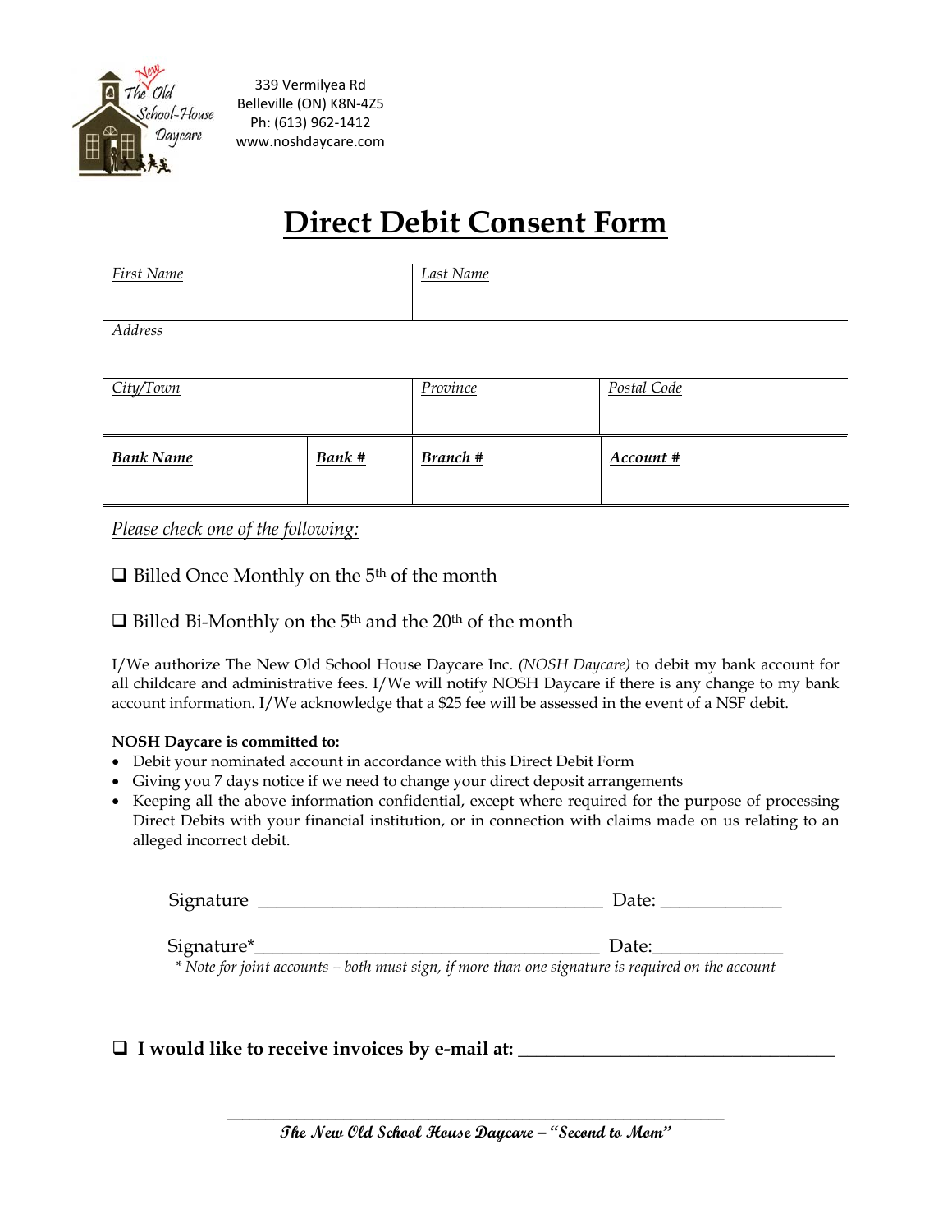339 Vermilyea Rd
Belleville (ON) K8N-4Z5
Ph: (613) 962-1412
www.noshdaycare.com

# Direct Debit Consent Form

| *First Name* | | *Last Name* | |
|---|---|---|---|
| *Address* | | | |
| *City/Town* | | *Province* | *Postal Code* |
| ***Bank Name*** | ***Bank #*** | ***Branch #*** | ***Account #*** |

*Please check one of the following:*

❑ Billed Once Monthly on the 5th of the month

❑ Billed Bi-Monthly on the 5th and the 20th of the month

I/We authorize The New Old School House Daycare Inc. *(NOSH Daycare)* to debit my bank account for all childcare and administrative fees. I/We will notify NOSH Daycare if there is any change to my bank account information. I/We acknowledge that a $25 fee will be assessed in the event of a NSF debit.

**NOSH Daycare is committed to:**

- Debit your nominated account in accordance with this Direct Debit Form
- Giving you 7 days notice if we need to change your direct deposit arrangements
- Keeping all the above information confidential, except where required for the purpose of processing Direct Debits with your financial institution, or in connection with claims made on us relating to an alleged incorrect debit.

Signature ____________________________________ Date: ____________

Signature*____________________________________ Date:____________

*\* Note for joint accounts – both must sign, if more than one signature is required on the account*

❑ **I would like to receive invoices by e-mail at:** ________________________________

***The New Old School House Daycare – "Second to Mom"***